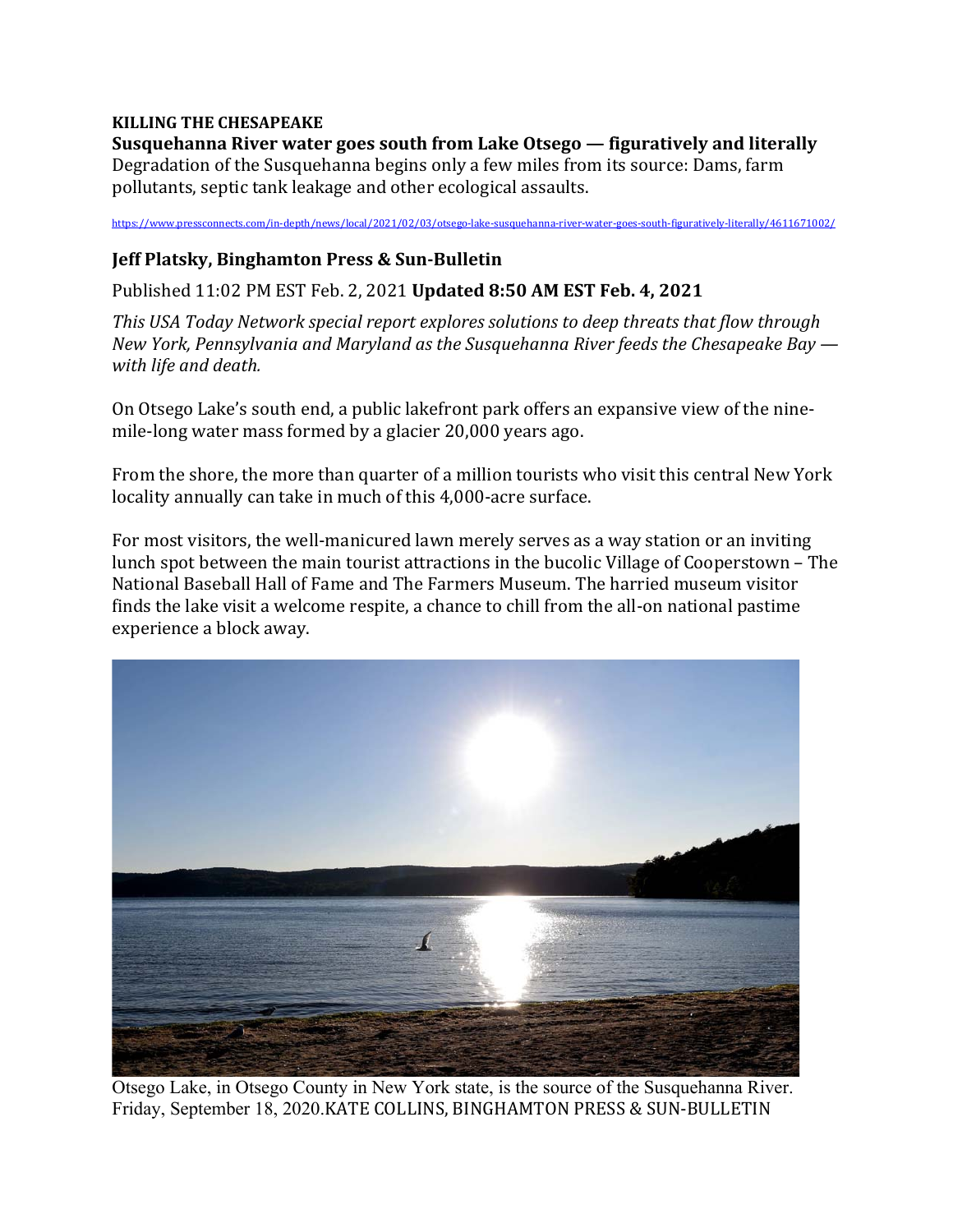**KILLING THE CHESAPEAKE**

# Susquehanna River water goes south from Lake Otsego — figuratively and literally

Degradation of the Susquehanna begins only a few miles from its source: Dams, farm pollutants, septic tank leakage and other ecological assaults.

https://www.pressconnects.com/in-depth/news/local/2021/02/03/otsego-lake-susquehanna-river-water-goes-south-figuratively-literally/4611671002/

## Jeff Platsky, Binghamton Press & Sun-Bulletin

Published 11:02 PM EST Feb. 2, 2021 **Updated 8:50 AM EST Feb. 4, 2021**

*This USA Today Network special report explores solutions to deep threats that flow through New York, Pennsylvania and Maryland as the Susquehanna River feeds the Chesapeake Bay — with life and death.*

On Otsego Lake's south end, a public lakefront park offers an expansive view of the nine-mile-long water mass formed by a glacier 20,000 years ago.

From the shore, the more than quarter of a million tourists who visit this central New York locality annually can take in much of this 4,000-acre surface.

For most visitors, the well-manicured lawn merely serves as a way station or an inviting lunch spot between the main tourist attractions in the bucolic Village of Cooperstown – The National Baseball Hall of Fame and The Farmers Museum. The harried museum visitor finds the lake visit a welcome respite, a chance to chill from the all-on national pastime experience a block away.

Otsego Lake, in Otsego County in New York state, is the source of the Susquehanna River. Friday, September 18, 2020.KATE COLLINS, BINGHAMTON PRESS & SUN-BULLETIN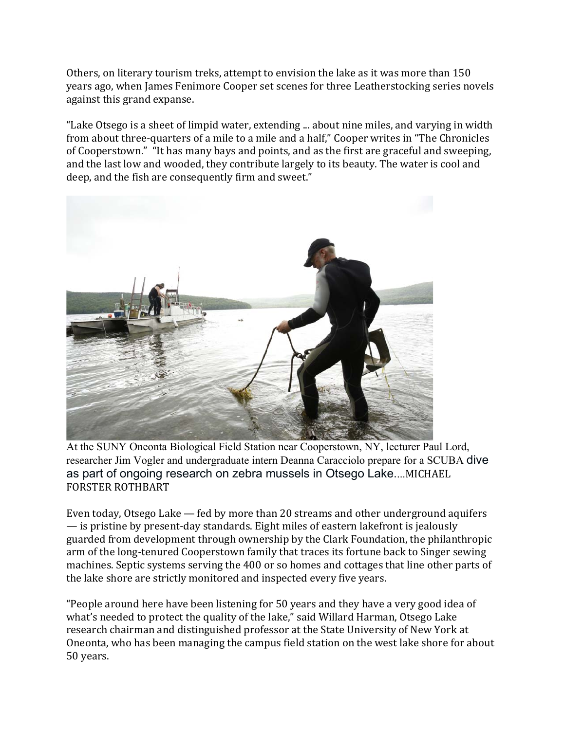Others, on literary tourism treks, attempt to envision the lake as it was more than 150 years ago, when James Fenimore Cooper set scenes for three Leatherstocking series novels against this grand expanse.

“Lake Otsego is a sheet of limpid water, extending ... about nine miles, and varying in width from about three-quarters of a mile to a mile and a half,” Cooper writes in “The Chronicles of Cooperstown.” “It has many bays and points, and as the first are graceful and sweeping, and the last low and wooded, they contribute largely to its beauty. The water is cool and deep, and the fish are consequently firm and sweet.”

At the SUNY Oneonta Biological Field Station near Cooperstown, NY, lecturer Paul Lord, researcher Jim Vogler and undergraduate intern Deanna Caracciolo prepare for a SCUBA dive as part of ongoing research on zebra mussels in Otsego Lake....MICHAEL FORSTER ROTHBART

Even today, Otsego Lake — fed by more than 20 streams and other underground aquifers — is pristine by present-day standards. Eight miles of eastern lakefront is jealously guarded from development through ownership by the Clark Foundation, the philanthropic arm of the long-tenured Cooperstown family that traces its fortune back to Singer sewing machines. Septic systems serving the 400 or so homes and cottages that line other parts of the lake shore are strictly monitored and inspected every five years.

“People around here have been listening for 50 years and they have a very good idea of what’s needed to protect the quality of the lake,” said Willard Harman, Otsego Lake research chairman and distinguished professor at the State University of New York at Oneonta, who has been managing the campus field station on the west lake shore for about 50 years.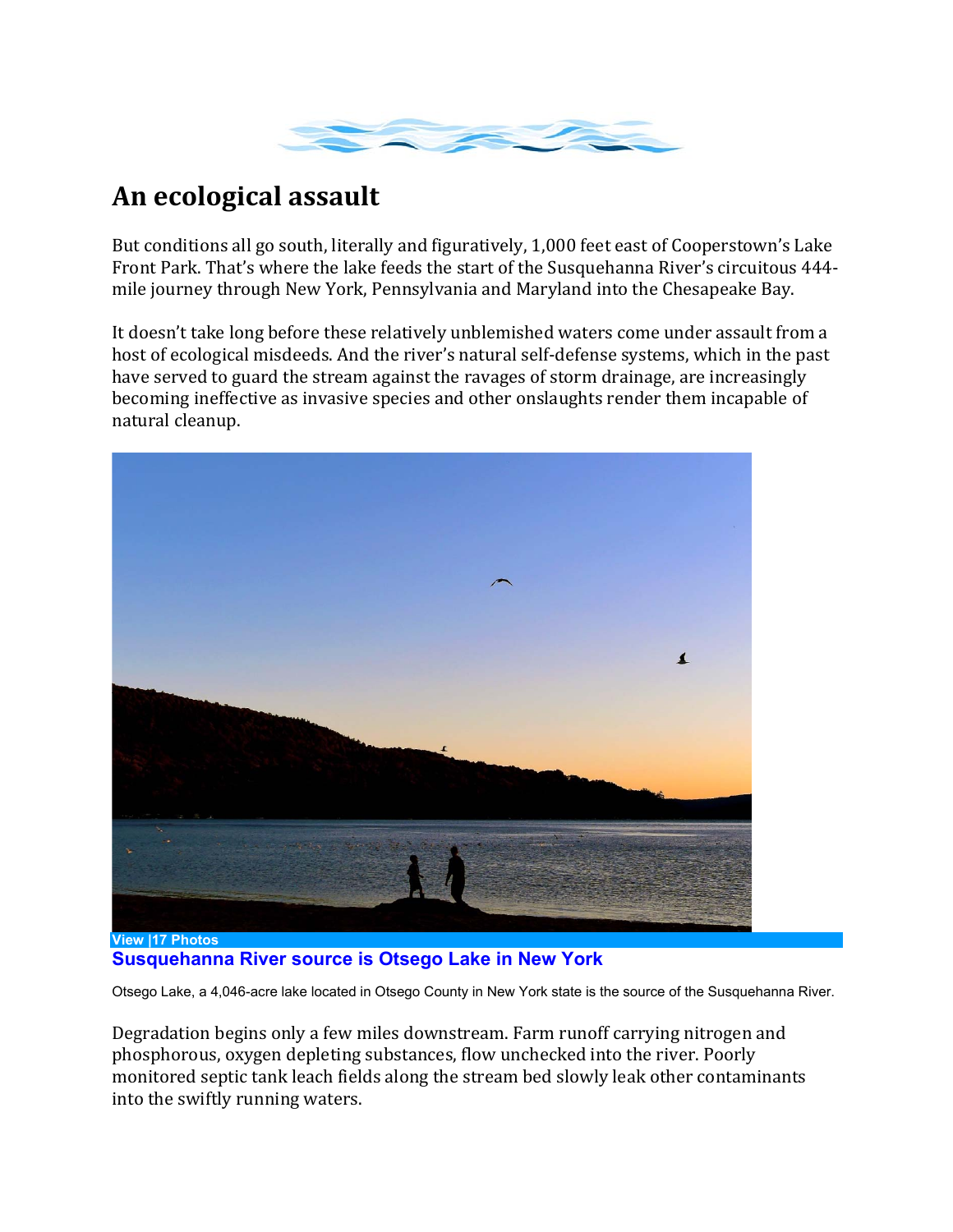# An ecological assault

But conditions all go south, literally and figuratively, 1,000 feet east of Cooperstown's Lake Front Park. That's where the lake feeds the start of the Susquehanna River's circuitous 444-mile journey through New York, Pennsylvania and Maryland into the Chesapeake Bay.

It doesn't take long before these relatively unblemished waters come under assault from a host of ecological misdeeds. And the river's natural self-defense systems, which in the past have served to guard the stream against the ravages of storm drainage, are increasingly becoming ineffective as invasive species and other onslaughts render them incapable of natural cleanup.

View |17 Photos

**Susquehanna River source is Otsego Lake in New York**

Otsego Lake, a 4,046-acre lake located in Otsego County in New York state is the source of the Susquehanna River.

Degradation begins only a few miles downstream. Farm runoff carrying nitrogen and phosphorous, oxygen depleting substances, flow unchecked into the river. Poorly monitored septic tank leach fields along the stream bed slowly leak other contaminants into the swiftly running waters.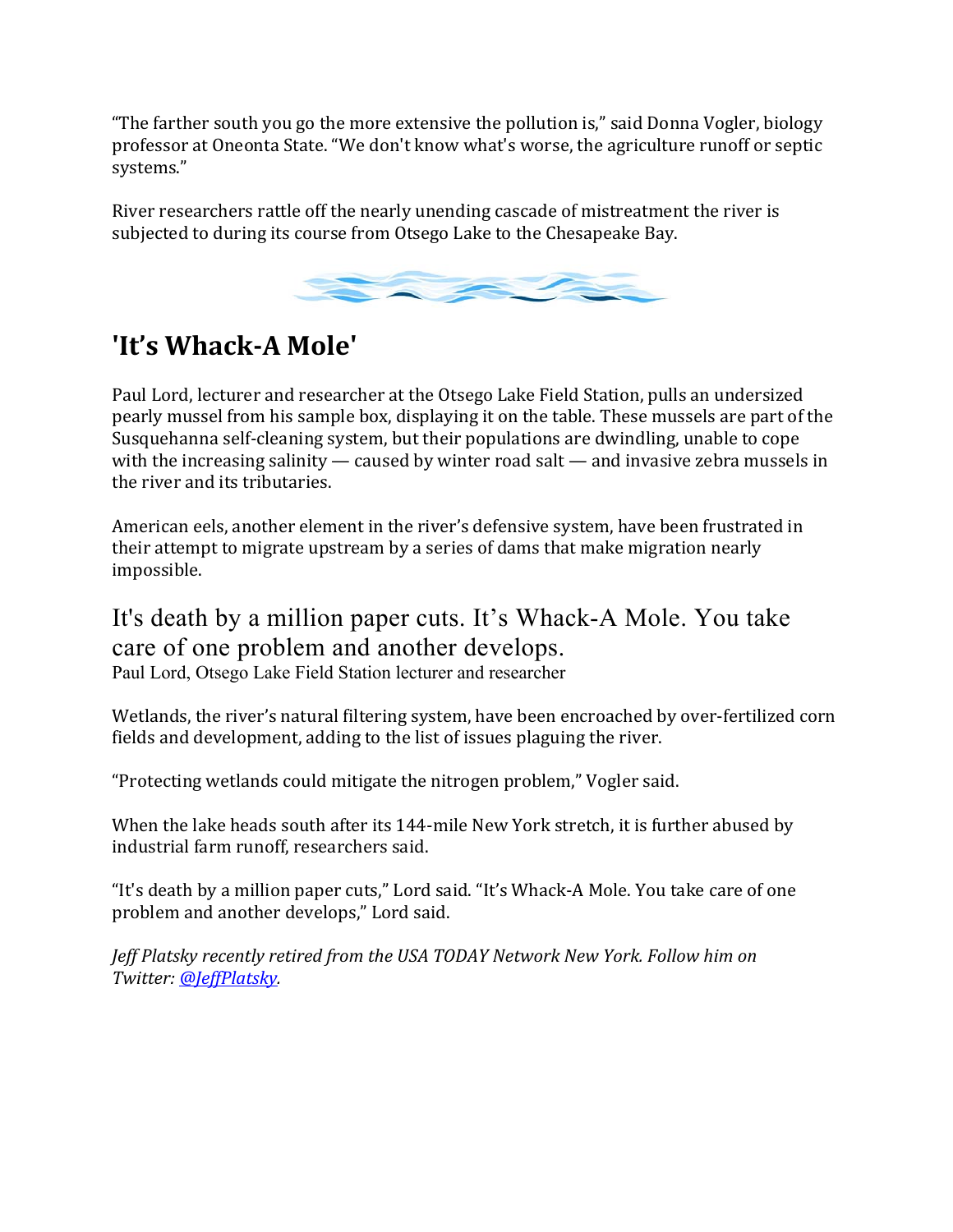“The farther south you go the more extensive the pollution is,” said Donna Vogler, biology professor at Oneonta State. “We don't know what's worse, the agriculture runoff or septic systems.”

River researchers rattle off the nearly unending cascade of mistreatment the river is subjected to during its course from Otsego Lake to the Chesapeake Bay.

## 'It’s Whack-A Mole'

Paul Lord, lecturer and researcher at the Otsego Lake Field Station, pulls an undersized pearly mussel from his sample box, displaying it on the table. These mussels are part of the Susquehanna self-cleaning system, but their populations are dwindling, unable to cope with the increasing salinity — caused by winter road salt — and invasive zebra mussels in the river and its tributaries.

American eels, another element in the river’s defensive system, have been frustrated in their attempt to migrate upstream by a series of dams that make migration nearly impossible.

> It's death by a million paper cuts. It’s Whack-A Mole. You take care of one problem and another develops.
>
> Paul Lord, Otsego Lake Field Station lecturer and researcher

Wetlands, the river’s natural filtering system, have been encroached by over-fertilized corn fields and development, adding to the list of issues plaguing the river.

“Protecting wetlands could mitigate the nitrogen problem,” Vogler said.

When the lake heads south after its 144-mile New York stretch, it is further abused by industrial farm runoff, researchers said.

“It's death by a million paper cuts,” Lord said. “It’s Whack-A Mole. You take care of one problem and another develops,” Lord said.

*Jeff Platsky recently retired from the USA TODAY Network New York. Follow him on Twitter: @JeffPlatsky.*